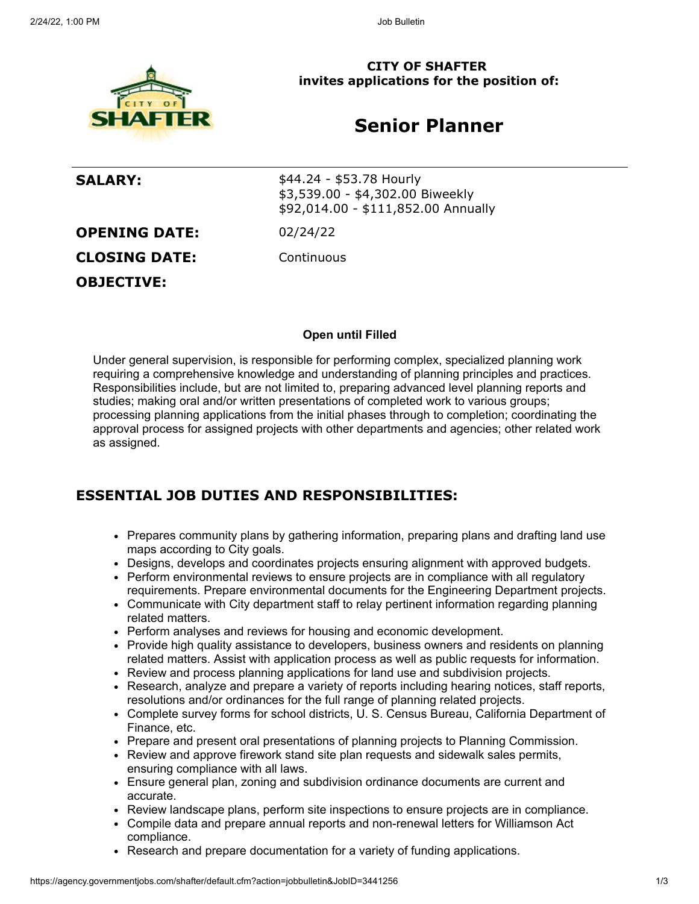**CITY OF SHAFTER**
**invites applications for the position of:**

# Senior Planner

| | |
|---|---|
| **SALARY:** | \$44.24 - \$53.78 Hourly<br>\$3,539.00 - \$4,302.00 Biweekly<br>\$92,014.00 - \$111,852.00 Annually |
| **OPENING DATE:** | 02/24/22 |
| **CLOSING DATE:** | Continuous |

**OBJECTIVE:**

**Open until Filled**

Under general supervision, is responsible for performing complex, specialized planning work requiring a comprehensive knowledge and understanding of planning principles and practices. Responsibilities include, but are not limited to, preparing advanced level planning reports and studies; making oral and/or written presentations of completed work to various groups; processing planning applications from the initial phases through to completion; coordinating the approval process for assigned projects with other departments and agencies; other related work as assigned.

## ESSENTIAL JOB DUTIES AND RESPONSIBILITIES:

- Prepares community plans by gathering information, preparing plans and drafting land use maps according to City goals.
- Designs, develops and coordinates projects ensuring alignment with approved budgets.
- Perform environmental reviews to ensure projects are in compliance with all regulatory requirements. Prepare environmental documents for the Engineering Department projects.
- Communicate with City department staff to relay pertinent information regarding planning related matters.
- Perform analyses and reviews for housing and economic development.
- Provide high quality assistance to developers, business owners and residents on planning related matters. Assist with application process as well as public requests for information.
- Review and process planning applications for land use and subdivision projects.
- Research, analyze and prepare a variety of reports including hearing notices, staff reports, resolutions and/or ordinances for the full range of planning related projects.
- Complete survey forms for school districts, U. S. Census Bureau, California Department of Finance, etc.
- Prepare and present oral presentations of planning projects to Planning Commission.
- Review and approve firework stand site plan requests and sidewalk sales permits, ensuring compliance with all laws.
- Ensure general plan, zoning and subdivision ordinance documents are current and accurate.
- Review landscape plans, perform site inspections to ensure projects are in compliance.
- Compile data and prepare annual reports and non-renewal letters for Williamson Act compliance.
- Research and prepare documentation for a variety of funding applications.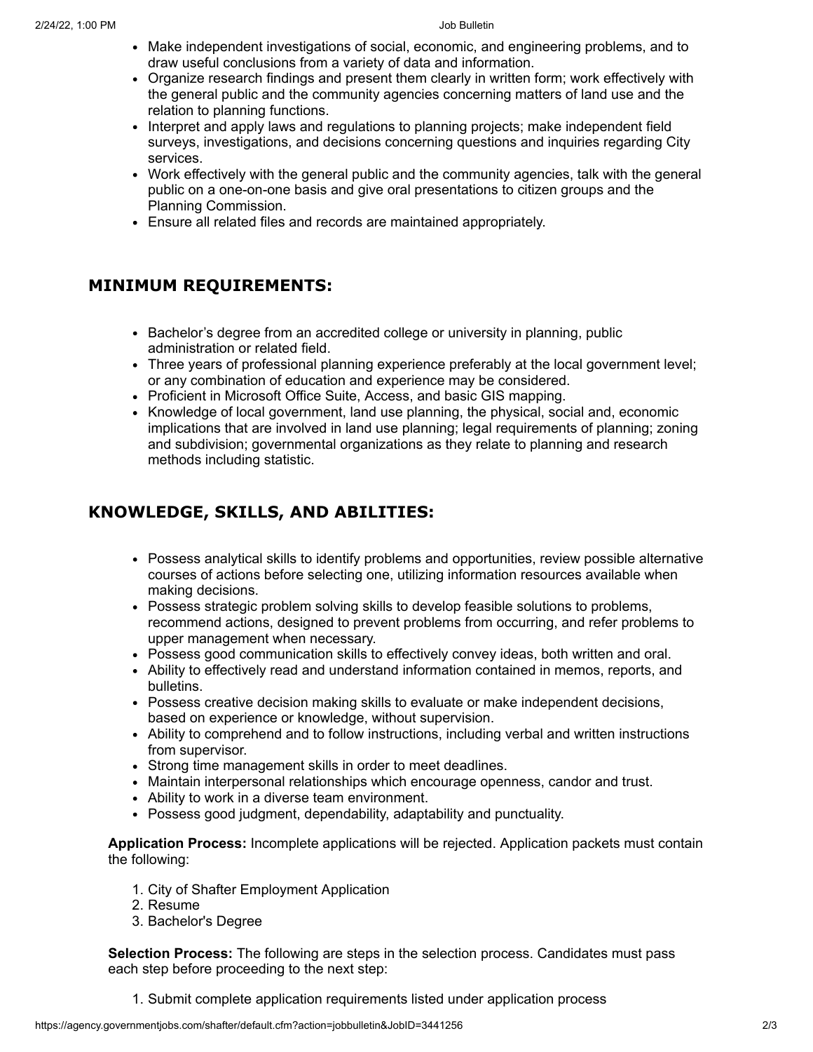- Make independent investigations of social, economic, and engineering problems, and to draw useful conclusions from a variety of data and information.
- Organize research findings and present them clearly in written form; work effectively with the general public and the community agencies concerning matters of land use and the relation to planning functions.
- Interpret and apply laws and regulations to planning projects; make independent field surveys, investigations, and decisions concerning questions and inquiries regarding City services.
- Work effectively with the general public and the community agencies, talk with the general public on a one-on-one basis and give oral presentations to citizen groups and the Planning Commission.
- Ensure all related files and records are maintained appropriately.

## MINIMUM REQUIREMENTS:

- Bachelor's degree from an accredited college or university in planning, public administration or related field.
- Three years of professional planning experience preferably at the local government level; or any combination of education and experience may be considered.
- Proficient in Microsoft Office Suite, Access, and basic GIS mapping.
- Knowledge of local government, land use planning, the physical, social and, economic implications that are involved in land use planning; legal requirements of planning; zoning and subdivision; governmental organizations as they relate to planning and research methods including statistic.

## KNOWLEDGE, SKILLS, AND ABILITIES:

- Possess analytical skills to identify problems and opportunities, review possible alternative courses of actions before selecting one, utilizing information resources available when making decisions.
- Possess strategic problem solving skills to develop feasible solutions to problems, recommend actions, designed to prevent problems from occurring, and refer problems to upper management when necessary.
- Possess good communication skills to effectively convey ideas, both written and oral.
- Ability to effectively read and understand information contained in memos, reports, and bulletins.
- Possess creative decision making skills to evaluate or make independent decisions, based on experience or knowledge, without supervision.
- Ability to comprehend and to follow instructions, including verbal and written instructions from supervisor.
- Strong time management skills in order to meet deadlines.
- Maintain interpersonal relationships which encourage openness, candor and trust.
- Ability to work in a diverse team environment.
- Possess good judgment, dependability, adaptability and punctuality.

**Application Process:** Incomplete applications will be rejected. Application packets must contain the following:

1. City of Shafter Employment Application
2. Resume
3. Bachelor's Degree

**Selection Process:** The following are steps in the selection process. Candidates must pass each step before proceeding to the next step:

1. Submit complete application requirements listed under application process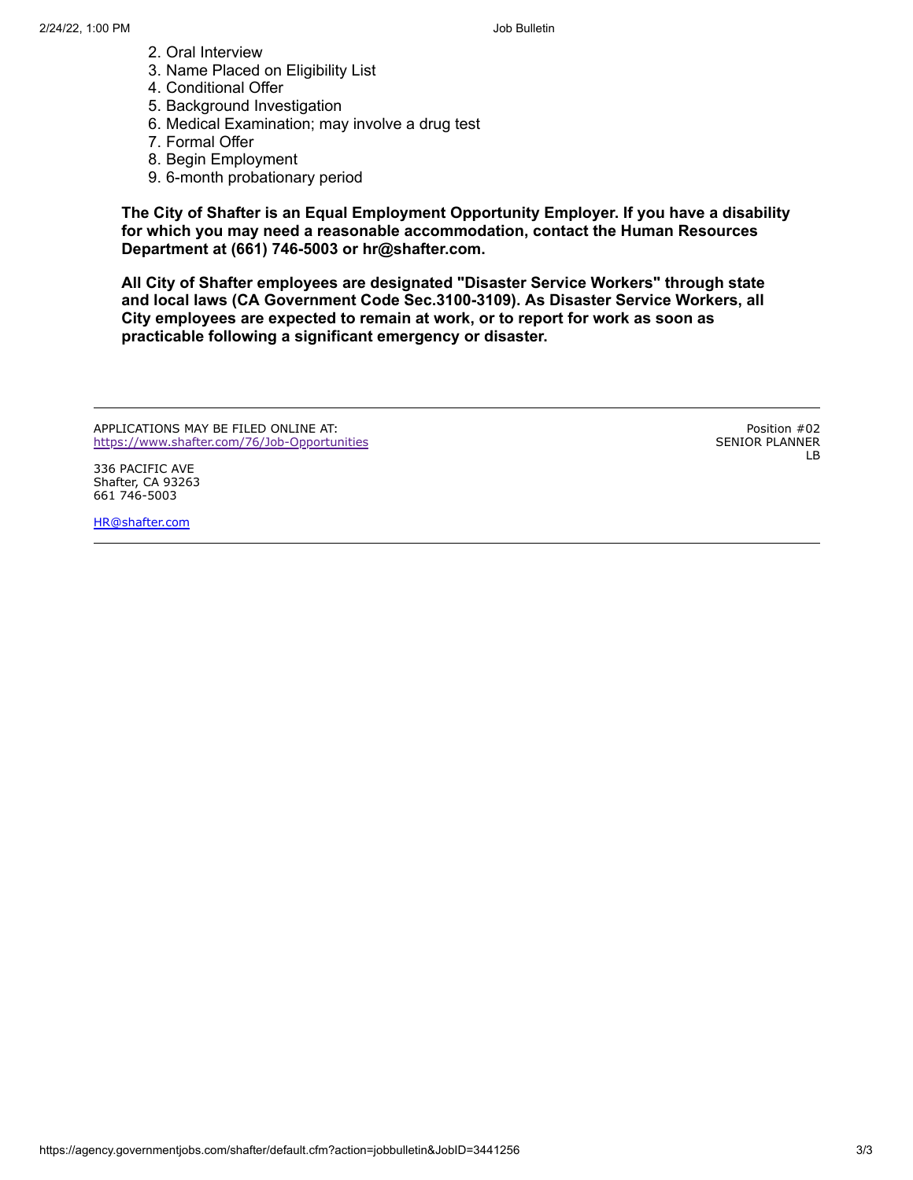2. Oral Interview
3. Name Placed on Eligibility List
4. Conditional Offer
5. Background Investigation
6. Medical Examination; may involve a drug test
7. Formal Offer
8. Begin Employment
9. 6-month probationary period

**The City of Shafter is an Equal Employment Opportunity Employer. If you have a disability for which you may need a reasonable accommodation, contact the Human Resources Department at (661) 746-5003 or hr@shafter.com.**

**All City of Shafter employees are designated "Disaster Service Workers" through state and local laws (CA Government Code Sec.3100-3109). As Disaster Service Workers, all City employees are expected to remain at work, or to report for work as soon as practicable following a significant emergency or disaster.**

---

APPLICATIONS MAY BE FILED ONLINE AT:
https://www.shafter.com/76/Job-Opportunities

336 PACIFIC AVE
Shafter, CA 93263
661 746-5003

HR@shafter.com

Position #02
SENIOR PLANNER
LB

---